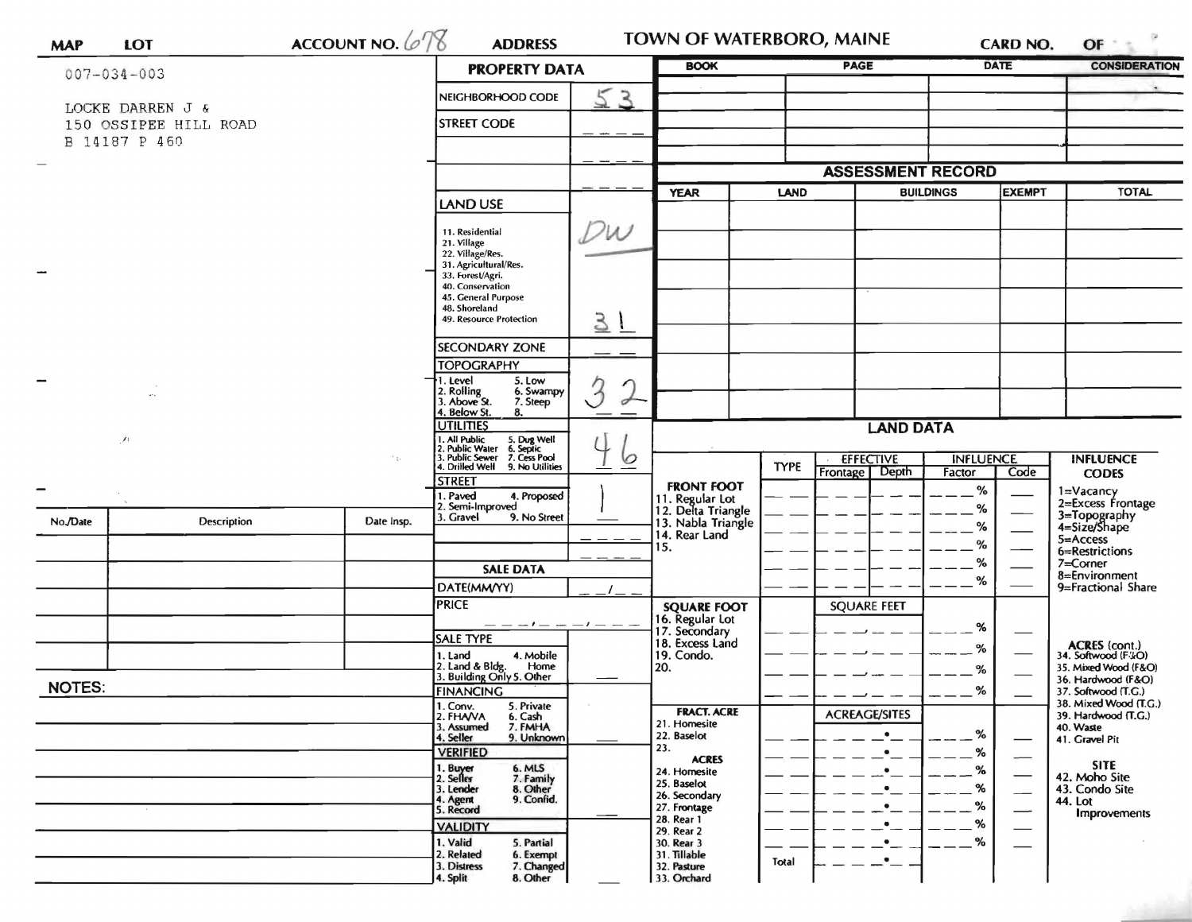**MAP** **LOT** **ACCOUNT NO.** 678 **ADDRESS** **TOWN OF WATERBORO, MAINE** **CARD NO.** **OF**

007-034-003

LOCKE DARREN J &
150 OSSIPEE HILL ROAD
B 14187 P 460

| No./Date | Description | Date Insp. |
|---|---|---|
| | | |
| | | |
| | | |
| | | |
| | | |
| | | |

**NOTES:**

## PROPERTY DATA

| | |
|---|---|
| NEIGHBORHOOD CODE | 53 |
| STREET CODE | |
| | |
| | |
| **LAND USE** 11. Residential 21. Village 22. Village/Res. 31. Agricultural/Res. 33. Forest/Agri. 40. Conservation 45. General Purpose 48. Shoreland 49. Resource Protection | DW 31 |
| SECONDARY ZONE | |
| **TOPOGRAPHY** 1. Level 2. Rolling 3. Above St. 4. Below St. 5. Low 6. Swampy 7. Steep 8. | 3 2 |
| **UTILITIES** 1. All Public 2. Public Water 3. Public Sewer 4. Drilled Well 5. Dug Well 6. Septic 7. Cess Pool 9. No Utilities | 4 6 |
| **STREET** 1. Paved 2. Semi-Improved 3. Gravel 4. Proposed 9. No Street | 1 |
| | |

## SALE DATA

| | |
|---|---|
| DATE(MM/YY) | / |
| PRICE | |
| **SALE TYPE** 1. Land 2. Land & Bldg. 3. Building Only 4. Mobile Home 5. Other | |
| **FINANCING** 1. Conv. 2. FHA/VA 3. Assumed 4. Seller 5. Private 6. Cash 7. FMHA 9. Unknown | |
| **VERIFIED** 1. Buyer 2. Seller 3. Lender 4. Agent 5. Record 6. MLS 7. Family 8. Other 9. Confid. | |
| **VALIDITY** 1. Valid 2. Related 3. Distress 4. Split 5. Partial 6. Exempt 7. Changed 8. Other | |

| BOOK | PAGE | DATE | CONSIDERATION |
|---|---|---|---|
| | | | |
| | | | |
| | | | |
| | | | |

## ASSESSMENT RECORD

| YEAR | LAND | BUILDINGS | EXEMPT | TOTAL |
|---|---|---|---|---|
| | | | | |
| | | | | |
| | | | | |
| | | | | |
| | | | | |
| | | | | |
| | | | | |

## LAND DATA

| | TYPE | EFFECTIVE Frontage | EFFECTIVE Depth | INFLUENCE Factor | INFLUENCE Code |
|---|---|---|---|---|---|
| **FRONT FOOT** 11. Regular Lot 12. Delta Triangle 13. Nabla Triangle 14. Rear Land 15. | | | | % | |
| **SQUARE FOOT** 16. Regular Lot 17. Secondary 18. Excess Land 19. Condo. 20. | | SQUARE FEET | | % | |
| **FRACT. ACRE** 21. Homesite 22. Baselot 23. | | ACREAGE/SITES | | % | |
| **ACRES** 24. Homesite 25. Baselot 26. Secondary 27. Frontage 28. Rear 1 29. Rear 2 30. Rear 3 31. Tillable 32. Pasture 33. Orchard | Total | | | % | |

**INFLUENCE CODES**
1=Vacancy
2=Excess Frontage
3=Topography
4=Size/Shape
5=Access
6=Restrictions
7=Corner
8=Environment
9=Fractional Share

**ACRES (cont.)**
34. Softwood (F&O)
35. Mixed Wood (F&O)
36. Hardwood (F&O)
37. Softwood (T.G.)
38. Mixed Wood (T.G.)
39. Hardwood (T.G.)
40. Waste
41. Gravel Pit

**SITE**
42. Moho Site
43. Condo Site
44. Lot Improvements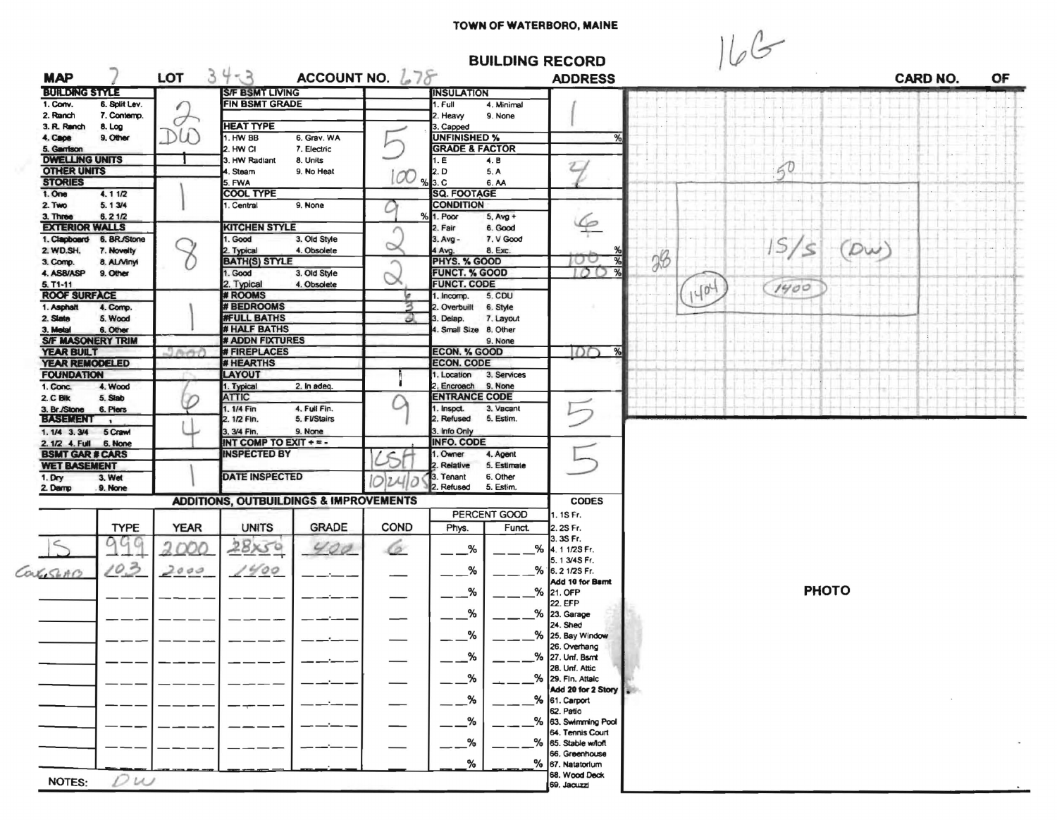TOWN OF WATERBORO, MAINE

16G

# BUILDING RECORD

MAP 7 LOT 34-3 ACCOUNT NO. 678 ADDRESS CARD NO. OF

| | | | | | |
|---|---|---|---|---|---|
| **BUILDING STYLE** 1. Conv. 6. Split Lev. 2. Ranch 7. Contemp. 3. R. Ranch 8. Log 4. Cape 9. Other 5. Garrison | 2 DW | **S/F BSMT LIVING** | | **INSULATION** 1. Full 4. Minimal 2. Heavy 9. None 3. Capped | 1 |
| **DWELLING UNITS** | 1 | **FIN BSMT GRADE** | | **UNFINISHED %** | % |
| **OTHER UNITS** | | **HEAT TYPE** 1. HW BB 6. Grav. WA 2. HW CI 7. Electric 3. HW Radiant 8. Units 4. Steam 9. No Heat 5. FWA | 5 100 % | **GRADE & FACTOR** 1. E 4. B 2. D 5. A 3. C 6. AA | 4 |
| **STORIES** 1. One 4. 1 1/2 2. Two 5. 1 3/4 3. Three 6. 2 1/2 | 1 | **COOL TYPE** 1. Central 9. None | 9 % | **SQ. FOOTAGE** | |
| **EXTERIOR WALLS** 1. Clapboard 6. BR/Stone 2. WD.SH. 7. Novelty 3. Comp. 8. AL/Vinyl 4. ASB/ASP 9. Other 5. T1-11 | 8 | **KITCHEN STYLE** 1. Good 3. Old Style 2. Typical 4. Obsolete | 2 | **CONDITION** 1. Poor 5. Avg + 2. Fair 6. Good 3. Avg - 7. V Good 4 Avg. 8. Exc. | 6 |
| | | **BATH(S) STYLE** 1. Good 3. Old Style 2. Typical 4. Obsolete | 2 | **PHYS. % GOOD** | 100 % |
| | | | | **FUNCT. % GOOD** | 100 % |
| **ROOF SURFACE** 1. Asphalt 4. Comp. 2. Slate 5. Wood 3. Metal 6. Other | 1 | **# ROOMS** | 6 | **FUNCT. CODE** 1. Incomp. 5. CDU 2. Overbuilt 6. Style 3. Delap. 7. Layout 4. Small Size 8. Other 9. None | |
| | | **# BEDROOMS** | 3 | | |
| | | **#FULL BATHS** | 2 | | |
| | | **# HALF BATHS** | | | |
| **S/F MASONRY TRIM** | | **# ADDN FIXTURES** | | | |
| **YEAR BUILT** | 2000 | **# FIREPLACES** | | **ECON. % GOOD** | 100 % |
| **YEAR REMODELED** | | **# HEARTHS** | | **ECON. CODE** 1. Location 3. Services 2. Encroach 9. None | |
| **FOUNDATION** 1. Conc. 4. Wood 2. C Blk 5. Slab 3. Br./Stone 6. Piers | 6 | **LAYOUT** 1. Typical 2. In adeq. | 1 | | |
| **BASEMENT** 1. 1/4 3. 3/4 5 Crawl 2. 1/2 4. Full 6. None | 4 | **ATTIC** 1. 1/4 Fin 4. Full Fin. 2. 1/2 Fin. 5. Fl/Stairs 3. 3/4 Fin. 9. None | 9 | **ENTRANCE CODE** 1. Inspct. 3. Vacant 2. Refused 5. Estim. 3. Info Only | 5 |
| **BSMT GAR # CARS** | | **INT COMP TO EXIT + = -** | | **INFO. CODE** 1. Owner 4. Agent 2. Relative 5. Estimate 3. Tenant 6. Other 2. Refused 5. Estim. | 5 |
| **WET BASEMENT** 1. Dry 3. Wet 2. Damp 9. None | 1 | **INSPECTED BY** | LSA | | |
| | | **DATE INSPECTED** | 10/24/08 | | |

## ADDITIONS, OUTBUILDINGS & IMPROVEMENTS

| | TYPE | YEAR | UNITS | GRADE | COND | PERCENT GOOD Phys. | Funct. |
|---|---|---|---|---|---|---|---|
| 1S | 999 | 2000 | 28x50 | 400 | 6 | % | % |
| Conc. Slab | 103 | 2000 | 1400 | | | % | % |

**CODES**
1. 1S Fr.
2. 2S Fr.
3. 3S Fr.
4. 1 1/2S Fr.
5. 1 3/4S Fr.
6. 2 1/2S Fr.

Add 10 for Bsmt
21. OFP
22. EFP
23. Garage
24. Shed
25. Bay Window
26. Overhang
27. Unf. Bsmt
28. Unf. Attic
29. Fin. Attaic

Add 20 for 2 Story
61. Carport
62. Patio
63. Swimming Pool
64. Tennis Court
65. Stable w/loft
66. Greenhouse
67. Natatorium
68. Wood Deck
69. Jacuzzi

NOTES: DW

Sketch: 50 x 28; 1S/S (DW); 1404; 1400

PHOTO